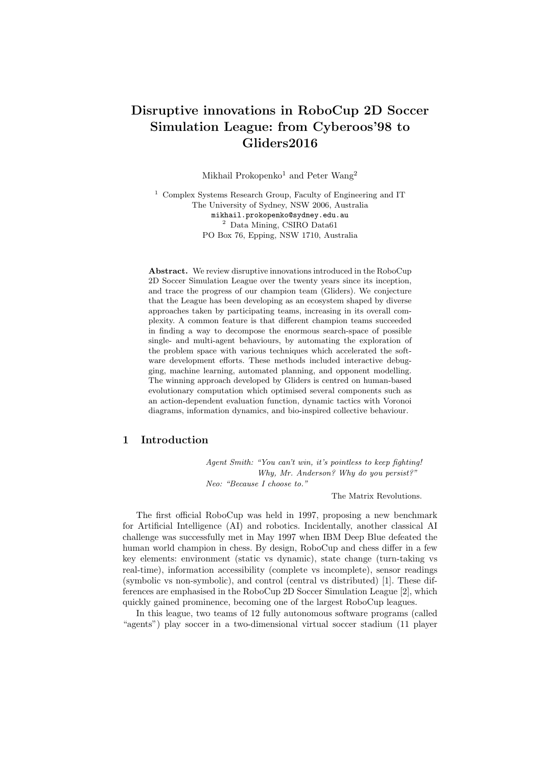# Disruptive innovations in RoboCup 2D Soccer Simulation League: from Cyberoos'98 to Gliders2016

Mikhail Prokopenko[1] and Peter Wang[2]

[1] Complex Systems Research Group, Faculty of Engineering and IT
The University of Sydney, NSW 2006, Australia
mikhail.prokopenko@sydney.edu.au

[2] Data Mining, CSIRO Data61
PO Box 76, Epping, NSW 1710, Australia

**Abstract.** We review disruptive innovations introduced in the RoboCup 2D Soccer Simulation League over the twenty years since its inception, and trace the progress of our champion team (Gliders). We conjecture that the League has been developing as an ecosystem shaped by diverse approaches taken by participating teams, increasing in its overall complexity. A common feature is that different champion teams succeeded in finding a way to decompose the enormous search-space of possible single- and multi-agent behaviours, by automating the exploration of the problem space with various techniques which accelerated the software development efforts. These methods included interactive debugging, machine learning, automated planning, and opponent modelling. The winning approach developed by Gliders is centred on human-based evolutionary computation which optimised several components such as an action-dependent evaluation function, dynamic tactics with Voronoi diagrams, information dynamics, and bio-inspired collective behaviour.

## 1 Introduction

*Agent Smith: "You can't win, it's pointless to keep fighting! Why, Mr. Anderson? Why do you persist?"*
*Neo: "Because I choose to."*

The Matrix Revolutions.

The first official RoboCup was held in 1997, proposing a new benchmark for Artificial Intelligence (AI) and robotics. Incidentally, another classical AI challenge was successfully met in May 1997 when IBM Deep Blue defeated the human world champion in chess. By design, RoboCup and chess differ in a few key elements: environment (static vs dynamic), state change (turn-taking vs real-time), information accessibility (complete vs incomplete), sensor readings (symbolic vs non-symbolic), and control (central vs distributed) [1]. These differences are emphasised in the RoboCup 2D Soccer Simulation League [2], which quickly gained prominence, becoming one of the largest RoboCup leagues.

In this league, two teams of 12 fully autonomous software programs (called "agents") play soccer in a two-dimensional virtual soccer stadium (11 player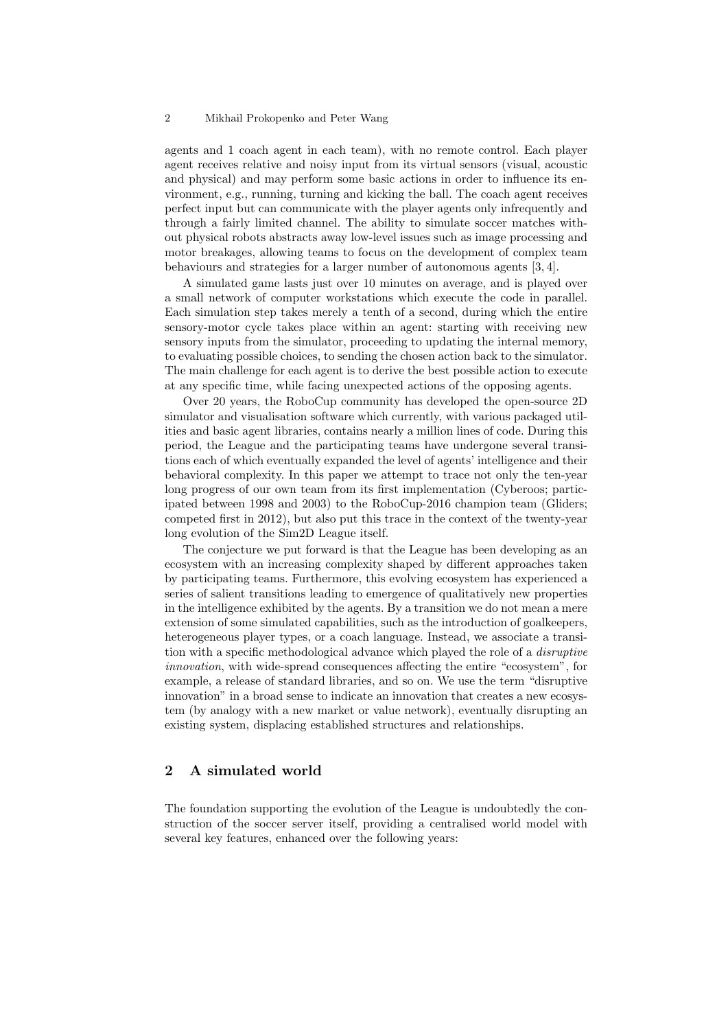agents and 1 coach agent in each team), with no remote control. Each player agent receives relative and noisy input from its virtual sensors (visual, acoustic and physical) and may perform some basic actions in order to influence its environment, e.g., running, turning and kicking the ball. The coach agent receives perfect input but can communicate with the player agents only infrequently and through a fairly limited channel. The ability to simulate soccer matches without physical robots abstracts away low-level issues such as image processing and motor breakages, allowing teams to focus on the development of complex team behaviours and strategies for a larger number of autonomous agents [3, 4].

A simulated game lasts just over 10 minutes on average, and is played over a small network of computer workstations which execute the code in parallel. Each simulation step takes merely a tenth of a second, during which the entire sensory-motor cycle takes place within an agent: starting with receiving new sensory inputs from the simulator, proceeding to updating the internal memory, to evaluating possible choices, to sending the chosen action back to the simulator. The main challenge for each agent is to derive the best possible action to execute at any specific time, while facing unexpected actions of the opposing agents.

Over 20 years, the RoboCup community has developed the open-source 2D simulator and visualisation software which currently, with various packaged utilities and basic agent libraries, contains nearly a million lines of code. During this period, the League and the participating teams have undergone several transitions each of which eventually expanded the level of agents' intelligence and their behavioral complexity. In this paper we attempt to trace not only the ten-year long progress of our own team from its first implementation (Cyberoos; participated between 1998 and 2003) to the RoboCup-2016 champion team (Gliders; competed first in 2012), but also put this trace in the context of the twenty-year long evolution of the Sim2D League itself.

The conjecture we put forward is that the League has been developing as an ecosystem with an increasing complexity shaped by different approaches taken by participating teams. Furthermore, this evolving ecosystem has experienced a series of salient transitions leading to emergence of qualitatively new properties in the intelligence exhibited by the agents. By a transition we do not mean a mere extension of some simulated capabilities, such as the introduction of goalkeepers, heterogeneous player types, or a coach language. Instead, we associate a transition with a specific methodological advance which played the role of a *disruptive innovation*, with wide-spread consequences affecting the entire "ecosystem", for example, a release of standard libraries, and so on. We use the term "disruptive innovation" in a broad sense to indicate an innovation that creates a new ecosystem (by analogy with a new market or value network), eventually disrupting an existing system, displacing established structures and relationships.

## 2 A simulated world

The foundation supporting the evolution of the League is undoubtedly the construction of the soccer server itself, providing a centralised world model with several key features, enhanced over the following years: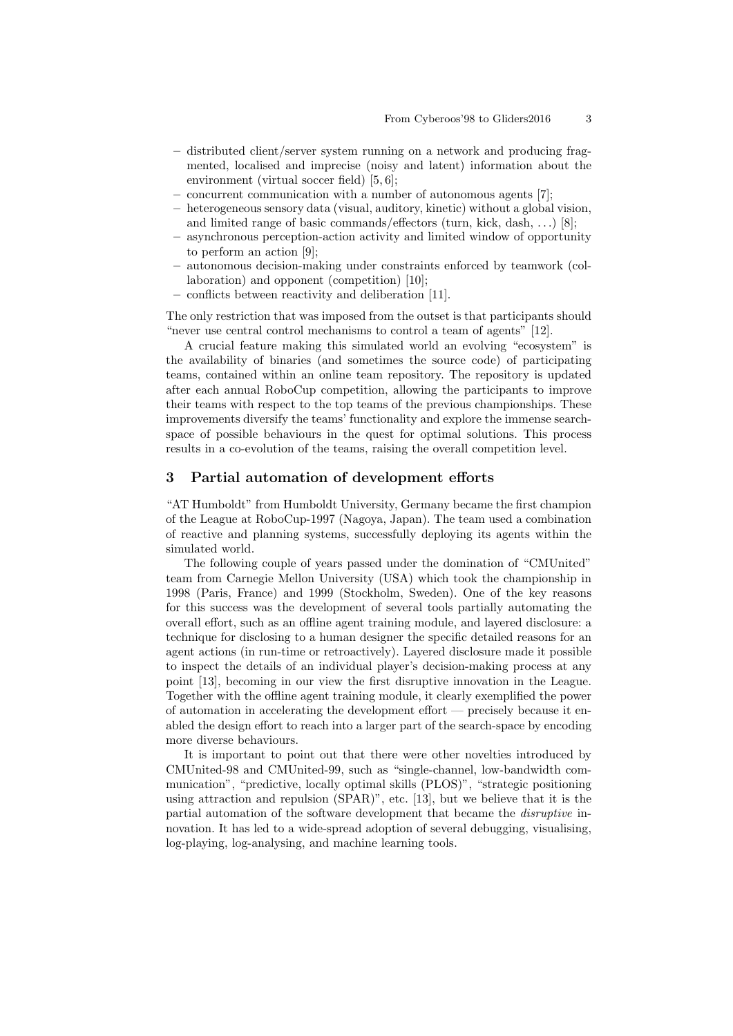- distributed client/server system running on a network and producing fragmented, localised and imprecise (noisy and latent) information about the environment (virtual soccer field) [5, 6];
- concurrent communication with a number of autonomous agents [7];
- heterogeneous sensory data (visual, auditory, kinetic) without a global vision, and limited range of basic commands/effectors (turn, kick, dash, ...) [8];
- asynchronous perception-action activity and limited window of opportunity to perform an action [9];
- autonomous decision-making under constraints enforced by teamwork (collaboration) and opponent (competition) [10];
- conflicts between reactivity and deliberation [11].

The only restriction that was imposed from the outset is that participants should "never use central control mechanisms to control a team of agents" [12].

A crucial feature making this simulated world an evolving "ecosystem" is the availability of binaries (and sometimes the source code) of participating teams, contained within an online team repository. The repository is updated after each annual RoboCup competition, allowing the participants to improve their teams with respect to the top teams of the previous championships. These improvements diversify the teams' functionality and explore the immense search-space of possible behaviours in the quest for optimal solutions. This process results in a co-evolution of the teams, raising the overall competition level.

## 3 Partial automation of development efforts

"AT Humboldt" from Humboldt University, Germany became the first champion of the League at RoboCup-1997 (Nagoya, Japan). The team used a combination of reactive and planning systems, successfully deploying its agents within the simulated world.

The following couple of years passed under the domination of "CMUnited" team from Carnegie Mellon University (USA) which took the championship in 1998 (Paris, France) and 1999 (Stockholm, Sweden). One of the key reasons for this success was the development of several tools partially automating the overall effort, such as an offline agent training module, and layered disclosure: a technique for disclosing to a human designer the specific detailed reasons for an agent actions (in run-time or retroactively). Layered disclosure made it possible to inspect the details of an individual player's decision-making process at any point [13], becoming in our view the first disruptive innovation in the League. Together with the offline agent training module, it clearly exemplified the power of automation in accelerating the development effort — precisely because it enabled the design effort to reach into a larger part of the search-space by encoding more diverse behaviours.

It is important to point out that there were other novelties introduced by CMUnited-98 and CMUnited-99, such as "single-channel, low-bandwidth communication", "predictive, locally optimal skills (PLOS)", "strategic positioning using attraction and repulsion (SPAR)", etc. [13], but we believe that it is the partial automation of the software development that became the *disruptive* innovation. It has led to a wide-spread adoption of several debugging, visualising, log-playing, log-analysing, and machine learning tools.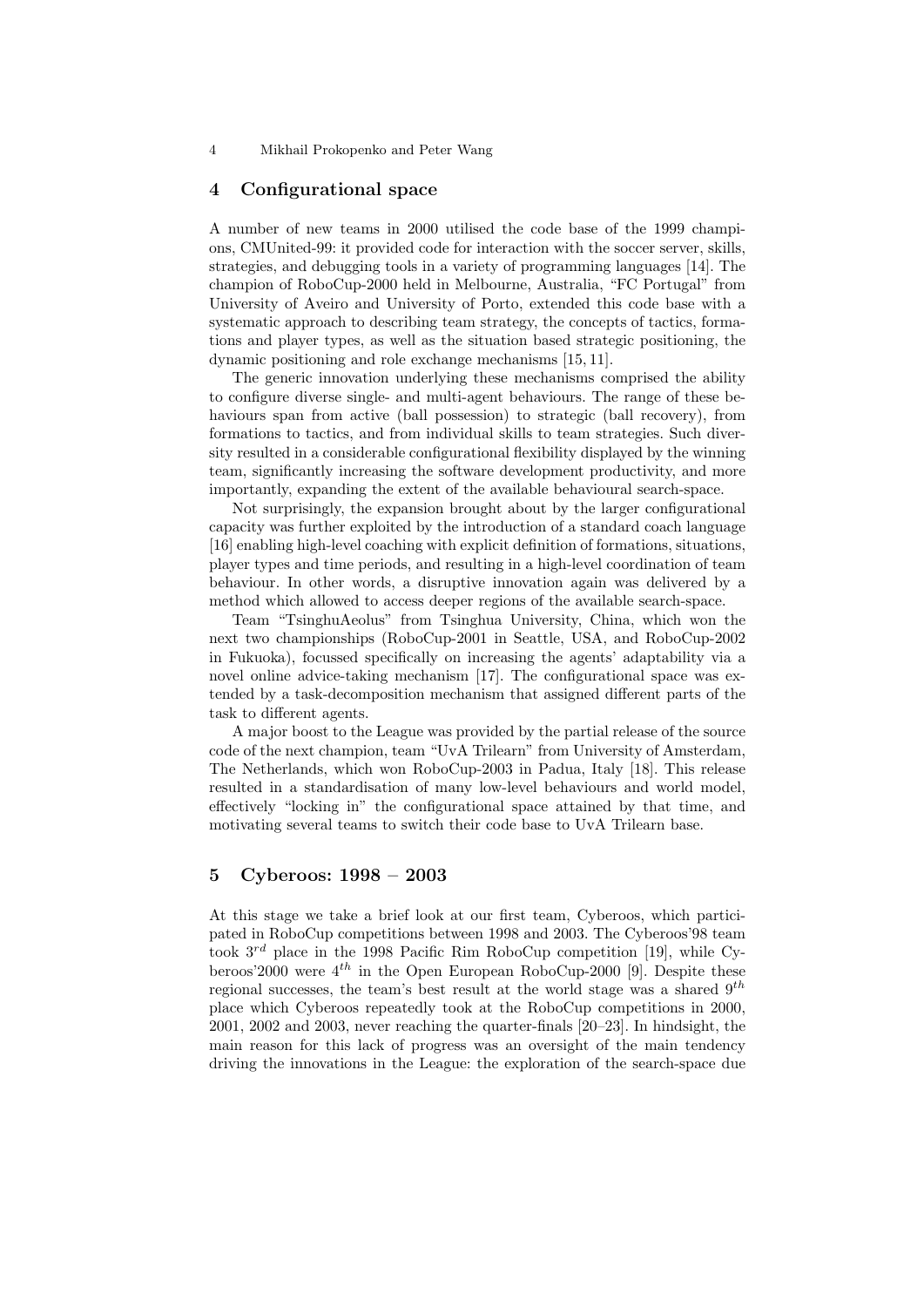## 4 Configurational space

A number of new teams in 2000 utilised the code base of the 1999 champions, CMUnited-99: it provided code for interaction with the soccer server, skills, strategies, and debugging tools in a variety of programming languages [14]. The champion of RoboCup-2000 held in Melbourne, Australia, "FC Portugal" from University of Aveiro and University of Porto, extended this code base with a systematic approach to describing team strategy, the concepts of tactics, formations and player types, as well as the situation based strategic positioning, the dynamic positioning and role exchange mechanisms [15, 11].

The generic innovation underlying these mechanisms comprised the ability to configure diverse single- and multi-agent behaviours. The range of these behaviours span from active (ball possession) to strategic (ball recovery), from formations to tactics, and from individual skills to team strategies. Such diversity resulted in a considerable configurational flexibility displayed by the winning team, significantly increasing the software development productivity, and more importantly, expanding the extent of the available behavioural search-space.

Not surprisingly, the expansion brought about by the larger configurational capacity was further exploited by the introduction of a standard coach language [16] enabling high-level coaching with explicit definition of formations, situations, player types and time periods, and resulting in a high-level coordination of team behaviour. In other words, a disruptive innovation again was delivered by a method which allowed to access deeper regions of the available search-space.

Team "TsinghuAeolus" from Tsinghua University, China, which won the next two championships (RoboCup-2001 in Seattle, USA, and RoboCup-2002 in Fukuoka), focussed specifically on increasing the agents' adaptability via a novel online advice-taking mechanism [17]. The configurational space was extended by a task-decomposition mechanism that assigned different parts of the task to different agents.

A major boost to the League was provided by the partial release of the source code of the next champion, team "UvA Trilearn" from University of Amsterdam, The Netherlands, which won RoboCup-2003 in Padua, Italy [18]. This release resulted in a standardisation of many low-level behaviours and world model, effectively "locking in" the configurational space attained by that time, and motivating several teams to switch their code base to UvA Trilearn base.

## 5 Cyberoos: 1998 – 2003

At this stage we take a brief look at our first team, Cyberoos, which participated in RoboCup competitions between 1998 and 2003. The Cyberoos'98 team took $3^{rd}$ place in the 1998 Pacific Rim RoboCup competition [19], while Cyberoos'2000 were $4^{th}$ in the Open European RoboCup-2000 [9]. Despite these regional successes, the team's best result at the world stage was a shared $9^{th}$ place which Cyberoos repeatedly took at the RoboCup competitions in 2000, 2001, 2002 and 2003, never reaching the quarter-finals [20–23]. In hindsight, the main reason for this lack of progress was an oversight of the main tendency driving the innovations in the League: the exploration of the search-space due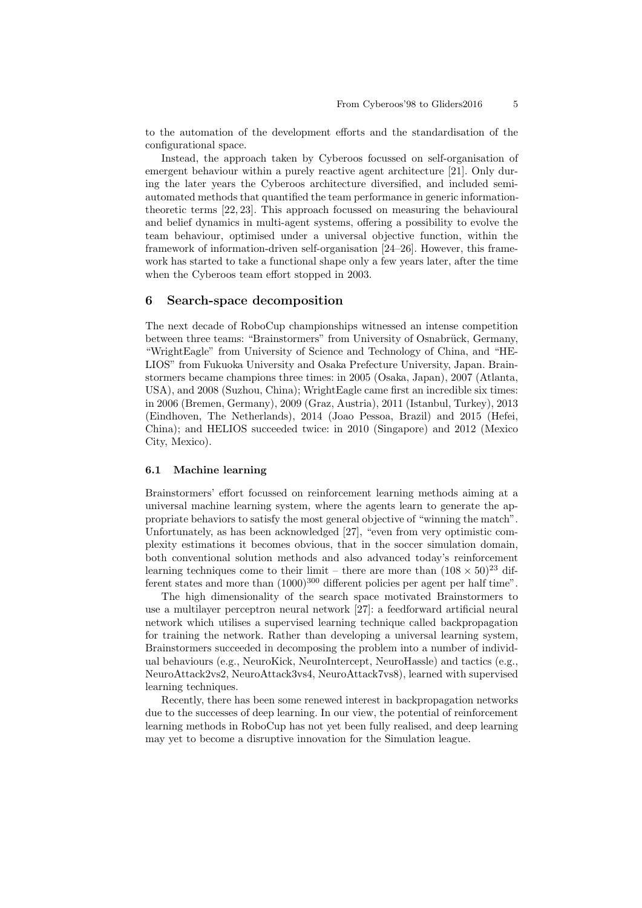to the automation of the development efforts and the standardisation of the configurational space.

Instead, the approach taken by Cyberoos focussed on self-organisation of emergent behaviour within a purely reactive agent architecture [21]. Only during the later years the Cyberoos architecture diversified, and included semi-automated methods that quantified the team performance in generic information-theoretic terms [22, 23]. This approach focussed on measuring the behavioural and belief dynamics in multi-agent systems, offering a possibility to evolve the team behaviour, optimised under a universal objective function, within the framework of information-driven self-organisation [24–26]. However, this framework has started to take a functional shape only a few years later, after the time when the Cyberoos team effort stopped in 2003.

## 6 Search-space decomposition

The next decade of RoboCup championships witnessed an intense competition between three teams: "Brainstormers" from University of Osnabrück, Germany, "WrightEagle" from University of Science and Technology of China, and "HELIOS" from Fukuoka University and Osaka Prefecture University, Japan. Brainstormers became champions three times: in 2005 (Osaka, Japan), 2007 (Atlanta, USA), and 2008 (Suzhou, China); WrightEagle came first an incredible six times: in 2006 (Bremen, Germany), 2009 (Graz, Austria), 2011 (Istanbul, Turkey), 2013 (Eindhoven, The Netherlands), 2014 (Joao Pessoa, Brazil) and 2015 (Hefei, China); and HELIOS succeeded twice: in 2010 (Singapore) and 2012 (Mexico City, Mexico).

### 6.1 Machine learning

Brainstormers' effort focussed on reinforcement learning methods aiming at a universal machine learning system, where the agents learn to generate the appropriate behaviors to satisfy the most general objective of "winning the match". Unfortunately, as has been acknowledged [27], "even from very optimistic complexity estimations it becomes obvious, that in the soccer simulation domain, both conventional solution methods and also advanced today's reinforcement learning techniques come to their limit – there are more than $(108 \times 50)^{23}$ different states and more than $(1000)^{300}$ different policies per agent per half time".

The high dimensionality of the search space motivated Brainstormers to use a multilayer perceptron neural network [27]: a feedforward artificial neural network which utilises a supervised learning technique called backpropagation for training the network. Rather than developing a universal learning system, Brainstormers succeeded in decomposing the problem into a number of individual behaviours (e.g., NeuroKick, NeuroIntercept, NeuroHassle) and tactics (e.g., NeuroAttack2vs2, NeuroAttack3vs4, NeuroAttack7vs8), learned with supervised learning techniques.

Recently, there has been some renewed interest in backpropagation networks due to the successes of deep learning. In our view, the potential of reinforcement learning methods in RoboCup has not yet been fully realised, and deep learning may yet to become a disruptive innovation for the Simulation league.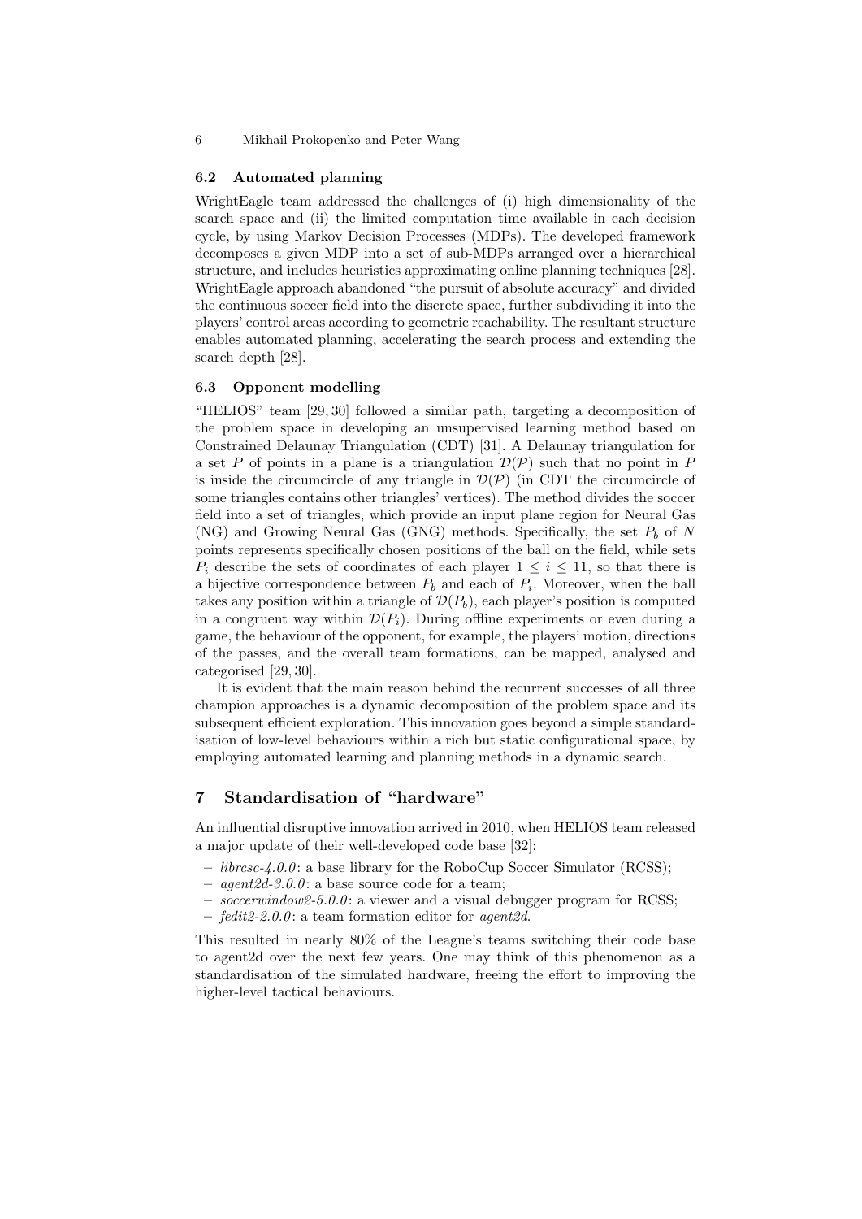### 6.2 Automated planning

WrightEagle team addressed the challenges of (i) high dimensionality of the search space and (ii) the limited computation time available in each decision cycle, by using Markov Decision Processes (MDPs). The developed framework decomposes a given MDP into a set of sub-MDPs arranged over a hierarchical structure, and includes heuristics approximating online planning techniques [28]. WrightEagle approach abandoned "the pursuit of absolute accuracy" and divided the continuous soccer field into the discrete space, further subdividing it into the players' control areas according to geometric reachability. The resultant structure enables automated planning, accelerating the search process and extending the search depth [28].

### 6.3 Opponent modelling

"HELIOS" team [29, 30] followed a similar path, targeting a decomposition of the problem space in developing an unsupervised learning method based on Constrained Delaunay Triangulation (CDT) [31]. A Delaunay triangulation for a set $P$ of points in a plane is a triangulation $\mathcal{D}(\mathcal{P})$ such that no point in $P$ is inside the circumcircle of any triangle in $\mathcal{D}(\mathcal{P})$ (in CDT the circumcircle of some triangles contains other triangles' vertices). The method divides the soccer field into a set of triangles, which provide an input plane region for Neural Gas (NG) and Growing Neural Gas (GNG) methods. Specifically, the set $P_b$ of $N$ points represents specifically chosen positions of the ball on the field, while sets $P_i$ describe the sets of coordinates of each player $1 \leq i \leq 11$, so that there is a bijective correspondence between $P_b$ and each of $P_i$. Moreover, when the ball takes any position within a triangle of $\mathcal{D}(P_b)$, each player's position is computed in a congruent way within $\mathcal{D}(P_i)$. During offline experiments or even during a game, the behaviour of the opponent, for example, the players' motion, directions of the passes, and the overall team formations, can be mapped, analysed and categorised [29, 30].

It is evident that the main reason behind the recurrent successes of all three champion approaches is a dynamic decomposition of the problem space and its subsequent efficient exploration. This innovation goes beyond a simple standardisation of low-level behaviours within a rich but static configurational space, by employing automated learning and planning methods in a dynamic search.

## 7 Standardisation of "hardware"

An influential disruptive innovation arrived in 2010, when HELIOS team released a major update of their well-developed code base [32]:

- *librcsc-4.0.0*: a base library for the RoboCup Soccer Simulator (RCSS);
- *agent2d-3.0.0*: a base source code for a team;
- *soccerwindow2-5.0.0*: a viewer and a visual debugger program for RCSS;
- *fedit2-2.0.0*: a team formation editor for *agent2d*.

This resulted in nearly 80% of the League's teams switching their code base to agent2d over the next few years. One may think of this phenomenon as a standardisation of the simulated hardware, freeing the effort to improving the higher-level tactical behaviours.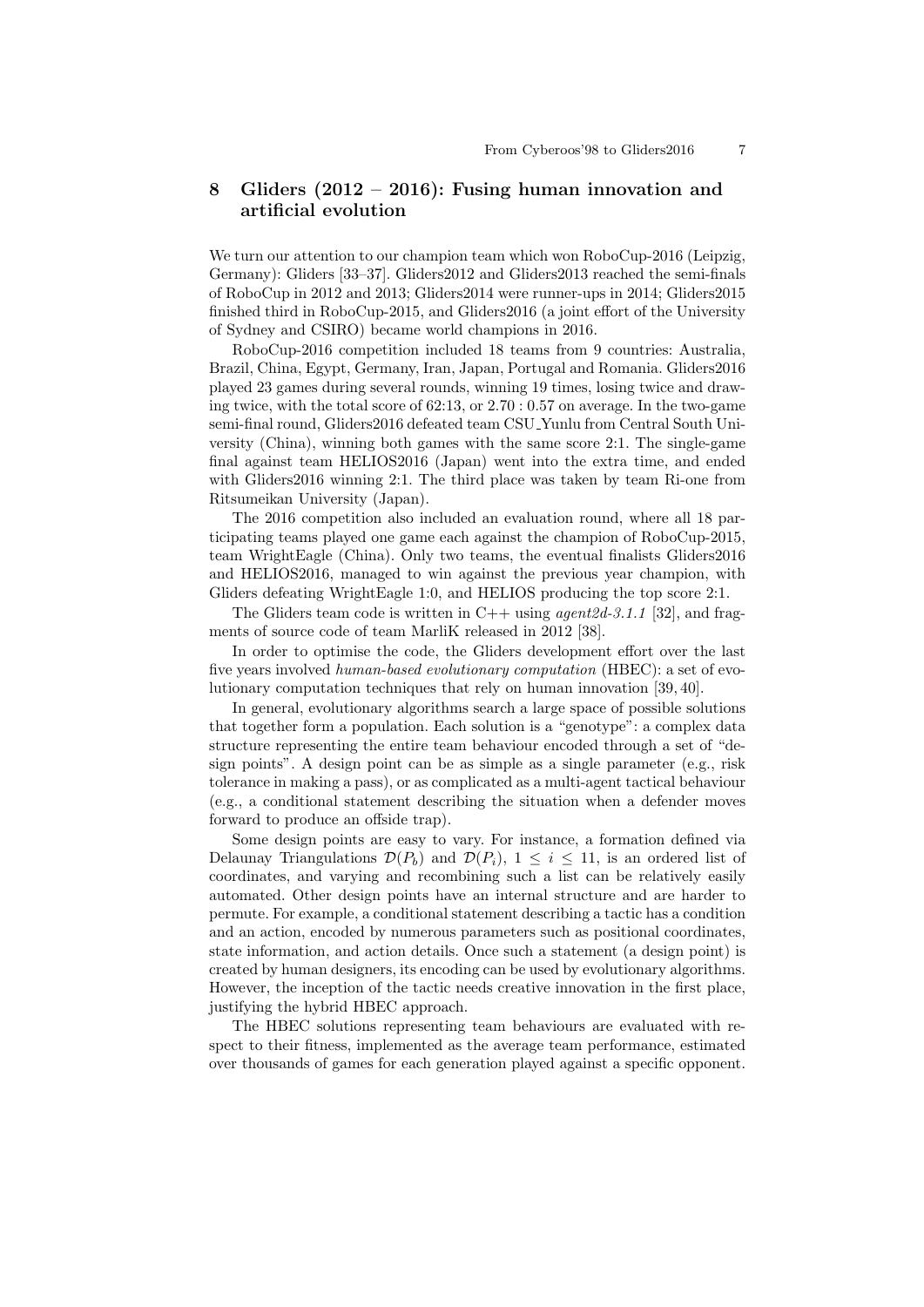## 8 Gliders (2012 – 2016): Fusing human innovation and artificial evolution

We turn our attention to our champion team which won RoboCup-2016 (Leipzig, Germany): Gliders [33–37]. Gliders2012 and Gliders2013 reached the semi-finals of RoboCup in 2012 and 2013; Gliders2014 were runner-ups in 2014; Gliders2015 finished third in RoboCup-2015, and Gliders2016 (a joint effort of the University of Sydney and CSIRO) became world champions in 2016.

RoboCup-2016 competition included 18 teams from 9 countries: Australia, Brazil, China, Egypt, Germany, Iran, Japan, Portugal and Romania. Gliders2016 played 23 games during several rounds, winning 19 times, losing twice and drawing twice, with the total score of 62:13, or 2.70 : 0.57 on average. In the two-game semi-final round, Gliders2016 defeated team CSU_Yunlu from Central South University (China), winning both games with the same score 2:1. The single-game final against team HELIOS2016 (Japan) went into the extra time, and ended with Gliders2016 winning 2:1. The third place was taken by team Ri-one from Ritsumeikan University (Japan).

The 2016 competition also included an evaluation round, where all 18 participating teams played one game each against the champion of RoboCup-2015, team WrightEagle (China). Only two teams, the eventual finalists Gliders2016 and HELIOS2016, managed to win against the previous year champion, with Gliders defeating WrightEagle 1:0, and HELIOS producing the top score 2:1.

The Gliders team code is written in C++ using *agent2d-3.1.1* [32], and fragments of source code of team MarliK released in 2012 [38].

In order to optimise the code, the Gliders development effort over the last five years involved *human-based evolutionary computation* (HBEC): a set of evolutionary computation techniques that rely on human innovation [39, 40].

In general, evolutionary algorithms search a large space of possible solutions that together form a population. Each solution is a "genotype": a complex data structure representing the entire team behaviour encoded through a set of "design points". A design point can be as simple as a single parameter (e.g., risk tolerance in making a pass), or as complicated as a multi-agent tactical behaviour (e.g., a conditional statement describing the situation when a defender moves forward to produce an offside trap).

Some design points are easy to vary. For instance, a formation defined via Delaunay Triangulations $\mathcal{D}(P_b)$ and $\mathcal{D}(P_i)$, $1 \leq i \leq 11$, is an ordered list of coordinates, and varying and recombining such a list can be relatively easily automated. Other design points have an internal structure and are harder to permute. For example, a conditional statement describing a tactic has a condition and an action, encoded by numerous parameters such as positional coordinates, state information, and action details. Once such a statement (a design point) is created by human designers, its encoding can be used by evolutionary algorithms. However, the inception of the tactic needs creative innovation in the first place, justifying the hybrid HBEC approach.

The HBEC solutions representing team behaviours are evaluated with respect to their fitness, implemented as the average team performance, estimated over thousands of games for each generation played against a specific opponent.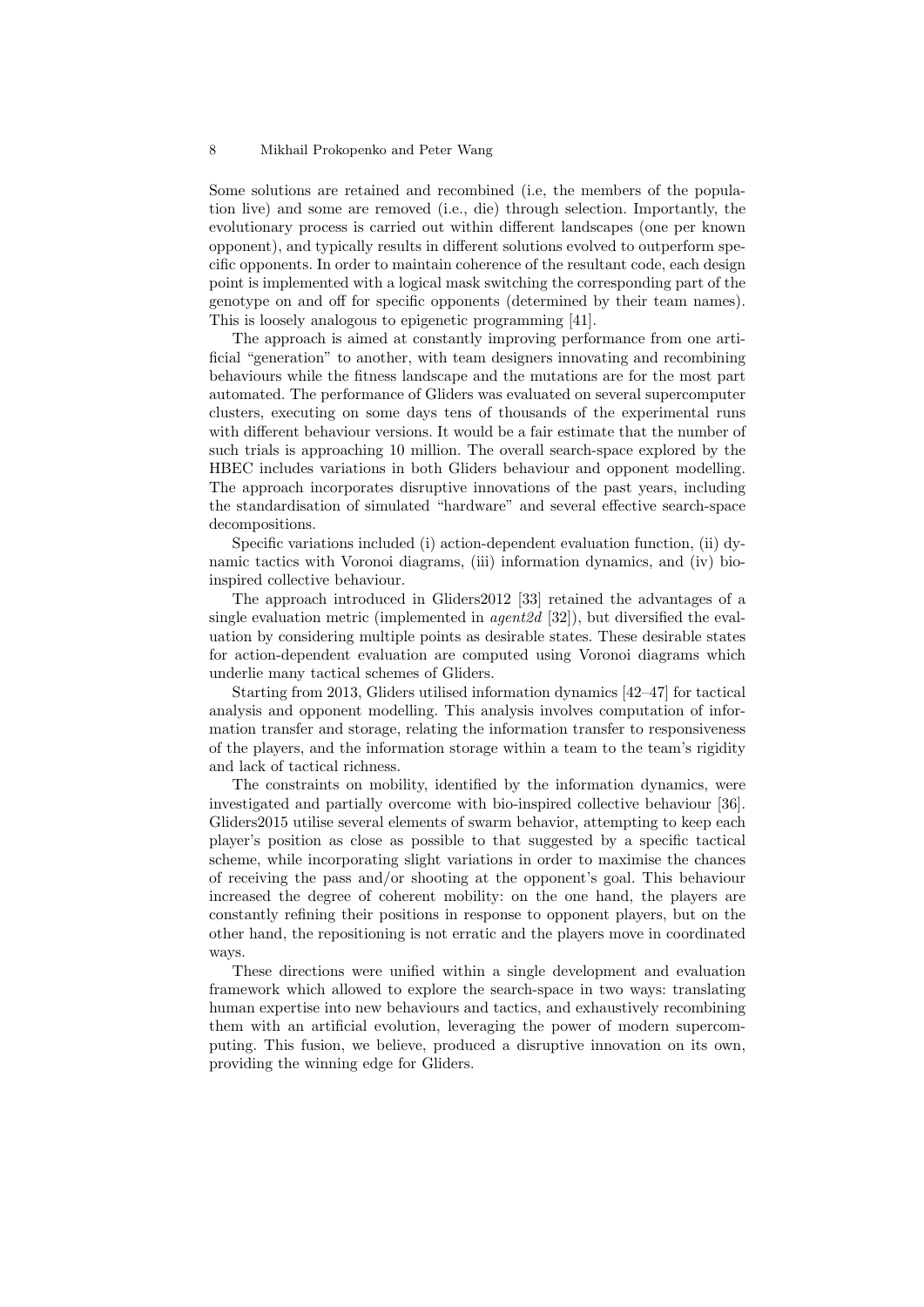Some solutions are retained and recombined (i.e, the members of the population live) and some are removed (i.e., die) through selection. Importantly, the evolutionary process is carried out within different landscapes (one per known opponent), and typically results in different solutions evolved to outperform specific opponents. In order to maintain coherence of the resultant code, each design point is implemented with a logical mask switching the corresponding part of the genotype on and off for specific opponents (determined by their team names). This is loosely analogous to epigenetic programming [41].

The approach is aimed at constantly improving performance from one artificial "generation" to another, with team designers innovating and recombining behaviours while the fitness landscape and the mutations are for the most part automated. The performance of Gliders was evaluated on several supercomputer clusters, executing on some days tens of thousands of the experimental runs with different behaviour versions. It would be a fair estimate that the number of such trials is approaching 10 million. The overall search-space explored by the HBEC includes variations in both Gliders behaviour and opponent modelling. The approach incorporates disruptive innovations of the past years, including the standardisation of simulated "hardware" and several effective search-space decompositions.

Specific variations included (i) action-dependent evaluation function, (ii) dynamic tactics with Voronoi diagrams, (iii) information dynamics, and (iv) bio-inspired collective behaviour.

The approach introduced in Gliders2012 [33] retained the advantages of a single evaluation metric (implemented in *agent2d* [32]), but diversified the evaluation by considering multiple points as desirable states. These desirable states for action-dependent evaluation are computed using Voronoi diagrams which underlie many tactical schemes of Gliders.

Starting from 2013, Gliders utilised information dynamics [42–47] for tactical analysis and opponent modelling. This analysis involves computation of information transfer and storage, relating the information transfer to responsiveness of the players, and the information storage within a team to the team's rigidity and lack of tactical richness.

The constraints on mobility, identified by the information dynamics, were investigated and partially overcome with bio-inspired collective behaviour [36]. Gliders2015 utilise several elements of swarm behavior, attempting to keep each player's position as close as possible to that suggested by a specific tactical scheme, while incorporating slight variations in order to maximise the chances of receiving the pass and/or shooting at the opponent's goal. This behaviour increased the degree of coherent mobility: on the one hand, the players are constantly refining their positions in response to opponent players, but on the other hand, the repositioning is not erratic and the players move in coordinated ways.

These directions were unified within a single development and evaluation framework which allowed to explore the search-space in two ways: translating human expertise into new behaviours and tactics, and exhaustively recombining them with an artificial evolution, leveraging the power of modern supercomputing. This fusion, we believe, produced a disruptive innovation on its own, providing the winning edge for Gliders.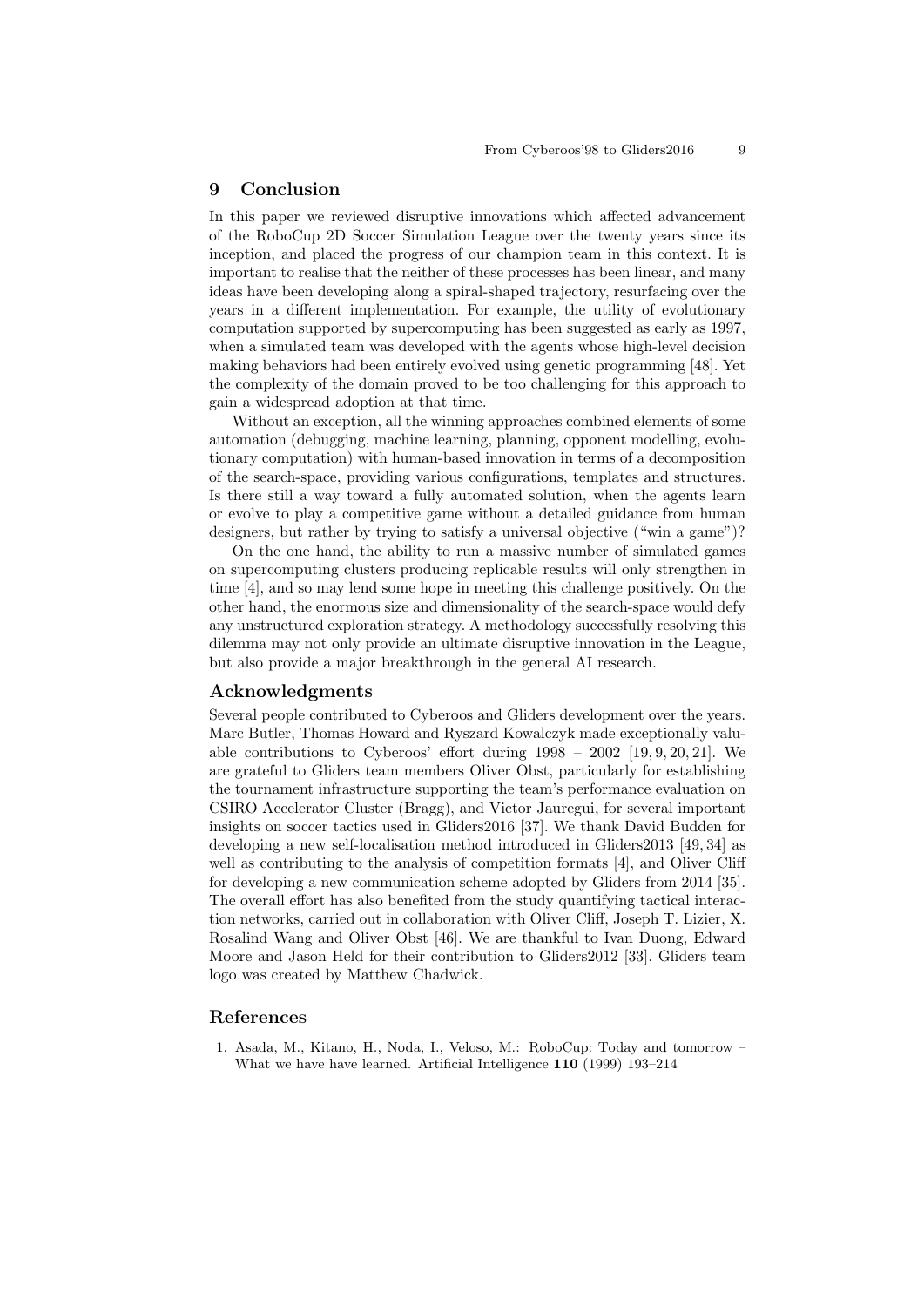## 9 Conclusion

In this paper we reviewed disruptive innovations which affected advancement of the RoboCup 2D Soccer Simulation League over the twenty years since its inception, and placed the progress of our champion team in this context. It is important to realise that the neither of these processes has been linear, and many ideas have been developing along a spiral-shaped trajectory, resurfacing over the years in a different implementation. For example, the utility of evolutionary computation supported by supercomputing has been suggested as early as 1997, when a simulated team was developed with the agents whose high-level decision making behaviors had been entirely evolved using genetic programming [48]. Yet the complexity of the domain proved to be too challenging for this approach to gain a widespread adoption at that time.

Without an exception, all the winning approaches combined elements of some automation (debugging, machine learning, planning, opponent modelling, evolutionary computation) with human-based innovation in terms of a decomposition of the search-space, providing various configurations, templates and structures. Is there still a way toward a fully automated solution, when the agents learn or evolve to play a competitive game without a detailed guidance from human designers, but rather by trying to satisfy a universal objective ("win a game")?

On the one hand, the ability to run a massive number of simulated games on supercomputing clusters producing replicable results will only strengthen in time [4], and so may lend some hope in meeting this challenge positively. On the other hand, the enormous size and dimensionality of the search-space would defy any unstructured exploration strategy. A methodology successfully resolving this dilemma may not only provide an ultimate disruptive innovation in the League, but also provide a major breakthrough in the general AI research.

## Acknowledgments

Several people contributed to Cyberoos and Gliders development over the years. Marc Butler, Thomas Howard and Ryszard Kowalczyk made exceptionally valuable contributions to Cyberoos' effort during 1998 – 2002 [19, 9, 20, 21]. We are grateful to Gliders team members Oliver Obst, particularly for establishing the tournament infrastructure supporting the team's performance evaluation on CSIRO Accelerator Cluster (Bragg), and Victor Jauregui, for several important insights on soccer tactics used in Gliders2016 [37]. We thank David Budden for developing a new self-localisation method introduced in Gliders2013 [49, 34] as well as contributing to the analysis of competition formats [4], and Oliver Cliff for developing a new communication scheme adopted by Gliders from 2014 [35]. The overall effort has also benefited from the study quantifying tactical interaction networks, carried out in collaboration with Oliver Cliff, Joseph T. Lizier, X. Rosalind Wang and Oliver Obst [46]. We are thankful to Ivan Duong, Edward Moore and Jason Held for their contribution to Gliders2012 [33]. Gliders team logo was created by Matthew Chadwick.

## References

1. Asada, M., Kitano, H., Noda, I., Veloso, M.: RoboCup: Today and tomorrow – What we have have learned. Artificial Intelligence **110** (1999) 193–214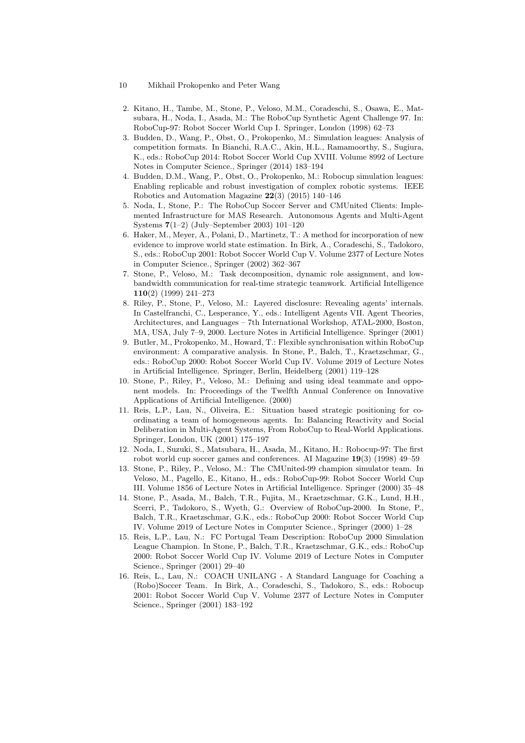2. Kitano, H., Tambe, M., Stone, P., Veloso, M.M., Coradeschi, S., Osawa, E., Matsubara, H., Noda, I., Asada, M.: The RoboCup Synthetic Agent Challenge 97. In: RoboCup-97: Robot Soccer World Cup I. Springer, London (1998) 62–73
3. Budden, D., Wang, P., Obst, O., Prokopenko, M.: Simulation leagues: Analysis of competition formats. In Bianchi, R.A.C., Akin, H.L., Ramamoorthy, S., Sugiura, K., eds.: RoboCup 2014: Robot Soccer World Cup XVIII. Volume 8992 of Lecture Notes in Computer Science., Springer (2014) 183–194
4. Budden, D.M., Wang, P., Obst, O., Prokopenko, M.: Robocup simulation leagues: Enabling replicable and robust investigation of complex robotic systems. IEEE Robotics and Automation Magazine **22**(3) (2015) 140–146
5. Noda, I., Stone, P.: The RoboCup Soccer Server and CMUnited Clients: Implemented Infrastructure for MAS Research. Autonomous Agents and Multi-Agent Systems **7**(1–2) (July–September 2003) 101–120
6. Haker, M., Meyer, A., Polani, D., Martinetz, T.: A method for incorporation of new evidence to improve world state estimation. In Birk, A., Coradeschi, S., Tadokoro, S., eds.: RoboCup 2001: Robot Soccer World Cup V. Volume 2377 of Lecture Notes in Computer Science., Springer (2002) 362–367
7. Stone, P., Veloso, M.: Task decomposition, dynamic role assignment, and low-bandwidth communication for real-time strategic teamwork. Artificial Intelligence **110**(2) (1999) 241–273
8. Riley, P., Stone, P., Veloso, M.: Layered disclosure: Revealing agents' internals. In Castelfranchi, C., Lesperance, Y., eds.: Intelligent Agents VII. Agent Theories, Architectures, and Languages – 7th International Workshop, ATAL-2000, Boston, MA, USA, July 7–9, 2000. Lecture Notes in Artificial Intelligence. Springer (2001)
9. Butler, M., Prokopenko, M., Howard, T.: Flexible synchronisation within RoboCup environment: A comparative analysis. In Stone, P., Balch, T., Kraetzschmar, G., eds.: RoboCup 2000: Robot Soccer World Cup IV. Volume 2019 of Lecture Notes in Artificial Intelligence. Springer, Berlin, Heidelberg (2001) 119–128
10. Stone, P., Riley, P., Veloso, M.: Defining and using ideal teammate and opponent models. In: Proceedings of the Twelfth Annual Conference on Innovative Applications of Artificial Intelligence. (2000)
11. Reis, L.P., Lau, N., Oliveira, E.: Situation based strategic positioning for coordinating a team of homogeneous agents. In: Balancing Reactivity and Social Deliberation in Multi-Agent Systems, From RoboCup to Real-World Applications. Springer, London, UK (2001) 175–197
12. Noda, I., Suzuki, S., Matsubara, H., Asada, M., Kitano, H.: Robocup-97: The first robot world cup soccer games and conferences. AI Magazine **19**(3) (1998) 49–59
13. Stone, P., Riley, P., Veloso, M.: The CMUnited-99 champion simulator team. In Veloso, M., Pagello, E., Kitano, H., eds.: RoboCup-99: Robot Soccer World Cup III. Volume 1856 of Lecture Notes in Artificial Intelligence. Springer (2000) 35–48
14. Stone, P., Asada, M., Balch, T.R., Fujita, M., Kraetzschmar, G.K., Lund, H.H., Scerri, P., Tadokoro, S., Wyeth, G.: Overview of RoboCup-2000. In Stone, P., Balch, T.R., Kraetzschmar, G.K., eds.: RoboCup 2000: Robot Soccer World Cup IV. Volume 2019 of Lecture Notes in Computer Science., Springer (2000) 1–28
15. Reis, L.P., Lau, N.: FC Portugal Team Description: RoboCup 2000 Simulation League Champion. In Stone, P., Balch, T.R., Kraetzschmar, G.K., eds.: RoboCup 2000: Robot Soccer World Cup IV. Volume 2019 of Lecture Notes in Computer Science., Springer (2001) 29–40
16. Reis, L., Lau, N.: COACH UNILANG - A Standard Language for Coaching a (Robo)Soccer Team. In Birk, A., Coradeschi, S., Tadokoro, S., eds.: Robocup 2001: Robot Soccer World Cup V. Volume 2377 of Lecture Notes in Computer Science., Springer (2001) 183–192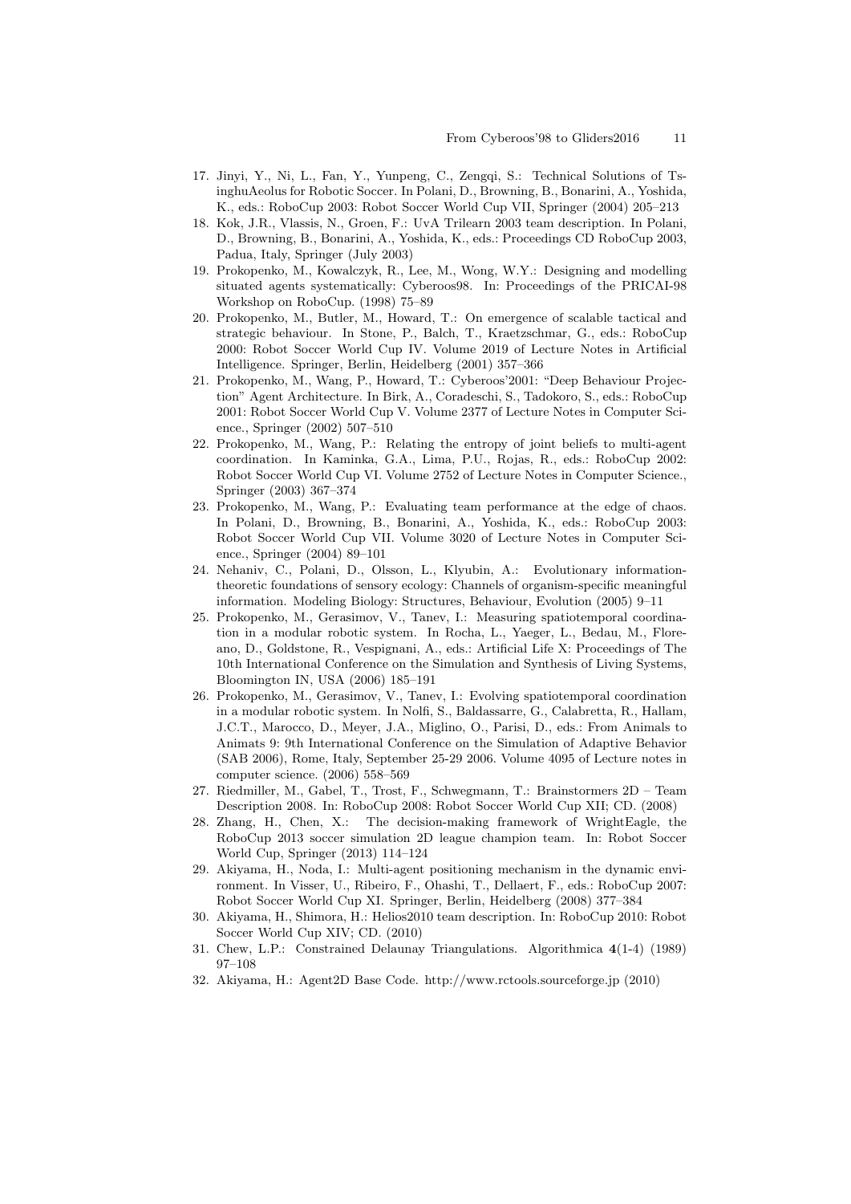17. Jinyi, Y., Ni, L., Fan, Y., Yunpeng, C., Zengqi, S.: Technical Solutions of TsinghuAeolus for Robotic Soccer. In Polani, D., Browning, B., Bonarini, A., Yoshida, K., eds.: RoboCup 2003: Robot Soccer World Cup VII, Springer (2004) 205–213
18. Kok, J.R., Vlassis, N., Groen, F.: UvA Trilearn 2003 team description. In Polani, D., Browning, B., Bonarini, A., Yoshida, K., eds.: Proceedings CD RoboCup 2003, Padua, Italy, Springer (July 2003)
19. Prokopenko, M., Kowalczyk, R., Lee, M., Wong, W.Y.: Designing and modelling situated agents systematically: Cyberoos98. In: Proceedings of the PRICAI-98 Workshop on RoboCup. (1998) 75–89
20. Prokopenko, M., Butler, M., Howard, T.: On emergence of scalable tactical and strategic behaviour. In Stone, P., Balch, T., Kraetzschmar, G., eds.: RoboCup 2000: Robot Soccer World Cup IV. Volume 2019 of Lecture Notes in Artificial Intelligence. Springer, Berlin, Heidelberg (2001) 357–366
21. Prokopenko, M., Wang, P., Howard, T.: Cyberoos'2001: "Deep Behaviour Projection" Agent Architecture. In Birk, A., Coradeschi, S., Tadokoro, S., eds.: RoboCup 2001: Robot Soccer World Cup V. Volume 2377 of Lecture Notes in Computer Science., Springer (2002) 507–510
22. Prokopenko, M., Wang, P.: Relating the entropy of joint beliefs to multi-agent coordination. In Kaminka, G.A., Lima, P.U., Rojas, R., eds.: RoboCup 2002: Robot Soccer World Cup VI. Volume 2752 of Lecture Notes in Computer Science., Springer (2003) 367–374
23. Prokopenko, M., Wang, P.: Evaluating team performance at the edge of chaos. In Polani, D., Browning, B., Bonarini, A., Yoshida, K., eds.: RoboCup 2003: Robot Soccer World Cup VII. Volume 3020 of Lecture Notes in Computer Science., Springer (2004) 89–101
24. Nehaniv, C., Polani, D., Olsson, L., Klyubin, A.: Evolutionary information-theoretic foundations of sensory ecology: Channels of organism-specific meaningful information. Modeling Biology: Structures, Behaviour, Evolution (2005) 9–11
25. Prokopenko, M., Gerasimov, V., Tanev, I.: Measuring spatiotemporal coordination in a modular robotic system. In Rocha, L., Yaeger, L., Bedau, M., Floreano, D., Goldstone, R., Vespignani, A., eds.: Artificial Life X: Proceedings of The 10th International Conference on the Simulation and Synthesis of Living Systems, Bloomington IN, USA (2006) 185–191
26. Prokopenko, M., Gerasimov, V., Tanev, I.: Evolving spatiotemporal coordination in a modular robotic system. In Nolfi, S., Baldassarre, G., Calabretta, R., Hallam, J.C.T., Marocco, D., Meyer, J.A., Miglino, O., Parisi, D., eds.: From Animals to Animats 9: 9th International Conference on the Simulation of Adaptive Behavior (SAB 2006), Rome, Italy, September 25-29 2006. Volume 4095 of Lecture notes in computer science. (2006) 558–569
27. Riedmiller, M., Gabel, T., Trost, F., Schwegmann, T.: Brainstormers 2D – Team Description 2008. In: RoboCup 2008: Robot Soccer World Cup XII; CD. (2008)
28. Zhang, H., Chen, X.: The decision-making framework of WrightEagle, the RoboCup 2013 soccer simulation 2D league champion team. In: Robot Soccer World Cup, Springer (2013) 114–124
29. Akiyama, H., Noda, I.: Multi-agent positioning mechanism in the dynamic environment. In Visser, U., Ribeiro, F., Ohashi, T., Dellaert, F., eds.: RoboCup 2007: Robot Soccer World Cup XI. Springer, Berlin, Heidelberg (2008) 377–384
30. Akiyama, H., Shimora, H.: Helios2010 team description. In: RoboCup 2010: Robot Soccer World Cup XIV; CD. (2010)
31. Chew, L.P.: Constrained Delaunay Triangulations. Algorithmica **4**(1-4) (1989) 97–108
32. Akiyama, H.: Agent2D Base Code. http://www.rctools.sourceforge.jp (2010)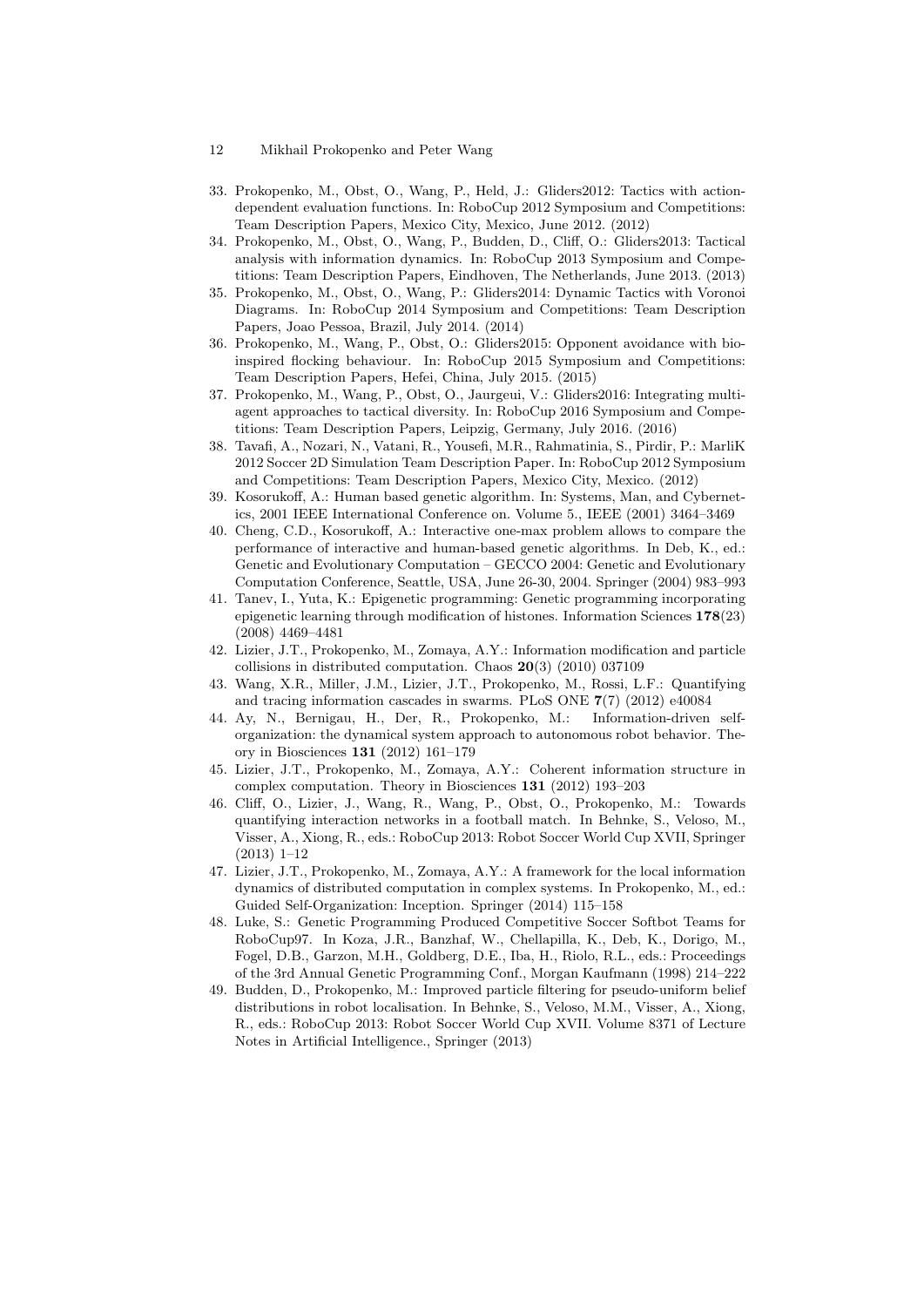33. Prokopenko, M., Obst, O., Wang, P., Held, J.: Gliders2012: Tactics with action-dependent evaluation functions. In: RoboCup 2012 Symposium and Competitions: Team Description Papers, Mexico City, Mexico, June 2012. (2012)
34. Prokopenko, M., Obst, O., Wang, P., Budden, D., Cliff, O.: Gliders2013: Tactical analysis with information dynamics. In: RoboCup 2013 Symposium and Competitions: Team Description Papers, Eindhoven, The Netherlands, June 2013. (2013)
35. Prokopenko, M., Obst, O., Wang, P.: Gliders2014: Dynamic Tactics with Voronoi Diagrams. In: RoboCup 2014 Symposium and Competitions: Team Description Papers, Joao Pessoa, Brazil, July 2014. (2014)
36. Prokopenko, M., Wang, P., Obst, O.: Gliders2015: Opponent avoidance with bio-inspired flocking behaviour. In: RoboCup 2015 Symposium and Competitions: Team Description Papers, Hefei, China, July 2015. (2015)
37. Prokopenko, M., Wang, P., Obst, O., Jaurgeui, V.: Gliders2016: Integrating multi-agent approaches to tactical diversity. In: RoboCup 2016 Symposium and Competitions: Team Description Papers, Leipzig, Germany, July 2016. (2016)
38. Tavafi, A., Nozari, N., Vatani, R., Yousefi, M.R., Rahmatinia, S., Pirdir, P.: MarliK 2012 Soccer 2D Simulation Team Description Paper. In: RoboCup 2012 Symposium and Competitions: Team Description Papers, Mexico City, Mexico. (2012)
39. Kosorukoff, A.: Human based genetic algorithm. In: Systems, Man, and Cybernetics, 2001 IEEE International Conference on. Volume 5., IEEE (2001) 3464–3469
40. Cheng, C.D., Kosorukoff, A.: Interactive one-max problem allows to compare the performance of interactive and human-based genetic algorithms. In Deb, K., ed.: Genetic and Evolutionary Computation – GECCO 2004: Genetic and Evolutionary Computation Conference, Seattle, USA, June 26-30, 2004. Springer (2004) 983–993
41. Tanev, I., Yuta, K.: Epigenetic programming: Genetic programming incorporating epigenetic learning through modification of histones. Information Sciences **178**(23) (2008) 4469–4481
42. Lizier, J.T., Prokopenko, M., Zomaya, A.Y.: Information modification and particle collisions in distributed computation. Chaos **20**(3) (2010) 037109
43. Wang, X.R., Miller, J.M., Lizier, J.T., Prokopenko, M., Rossi, L.F.: Quantifying and tracing information cascades in swarms. PLoS ONE **7**(7) (2012) e40084
44. Ay, N., Bernigau, H., Der, R., Prokopenko, M.: Information-driven self-organization: the dynamical system approach to autonomous robot behavior. Theory in Biosciences **131** (2012) 161–179
45. Lizier, J.T., Prokopenko, M., Zomaya, A.Y.: Coherent information structure in complex computation. Theory in Biosciences **131** (2012) 193–203
46. Cliff, O., Lizier, J., Wang, R., Wang, P., Obst, O., Prokopenko, M.: Towards quantifying interaction networks in a football match. In Behnke, S., Veloso, M., Visser, A., Xiong, R., eds.: RoboCup 2013: Robot Soccer World Cup XVII, Springer (2013) 1–12
47. Lizier, J.T., Prokopenko, M., Zomaya, A.Y.: A framework for the local information dynamics of distributed computation in complex systems. In Prokopenko, M., ed.: Guided Self-Organization: Inception. Springer (2014) 115–158
48. Luke, S.: Genetic Programming Produced Competitive Soccer Softbot Teams for RoboCup97. In Koza, J.R., Banzhaf, W., Chellapilla, K., Deb, K., Dorigo, M., Fogel, D.B., Garzon, M.H., Goldberg, D.E., Iba, H., Riolo, R.L., eds.: Proceedings of the 3rd Annual Genetic Programming Conf., Morgan Kaufmann (1998) 214–222
49. Budden, D., Prokopenko, M.: Improved particle filtering for pseudo-uniform belief distributions in robot localisation. In Behnke, S., Veloso, M.M., Visser, A., Xiong, R., eds.: RoboCup 2013: Robot Soccer World Cup XVII. Volume 8371 of Lecture Notes in Artificial Intelligence., Springer (2013)